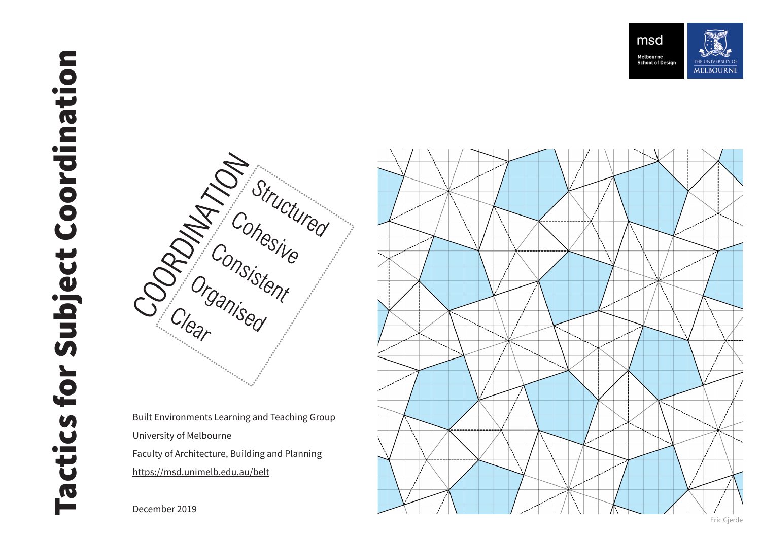# Tactics for Subject Coordination

msd
Melbourne School of Design

THE UNIVERSITY OF MELBOURNE

COORDINATION

Structured
Cohesive
Consistent
Organised
Clear

Built Environments Learning and Teaching Group
University of Melbourne
Faculty of Architecture, Building and Planning
https://msd.unimelb.edu.au/belt

December 2019

Eric Gjerde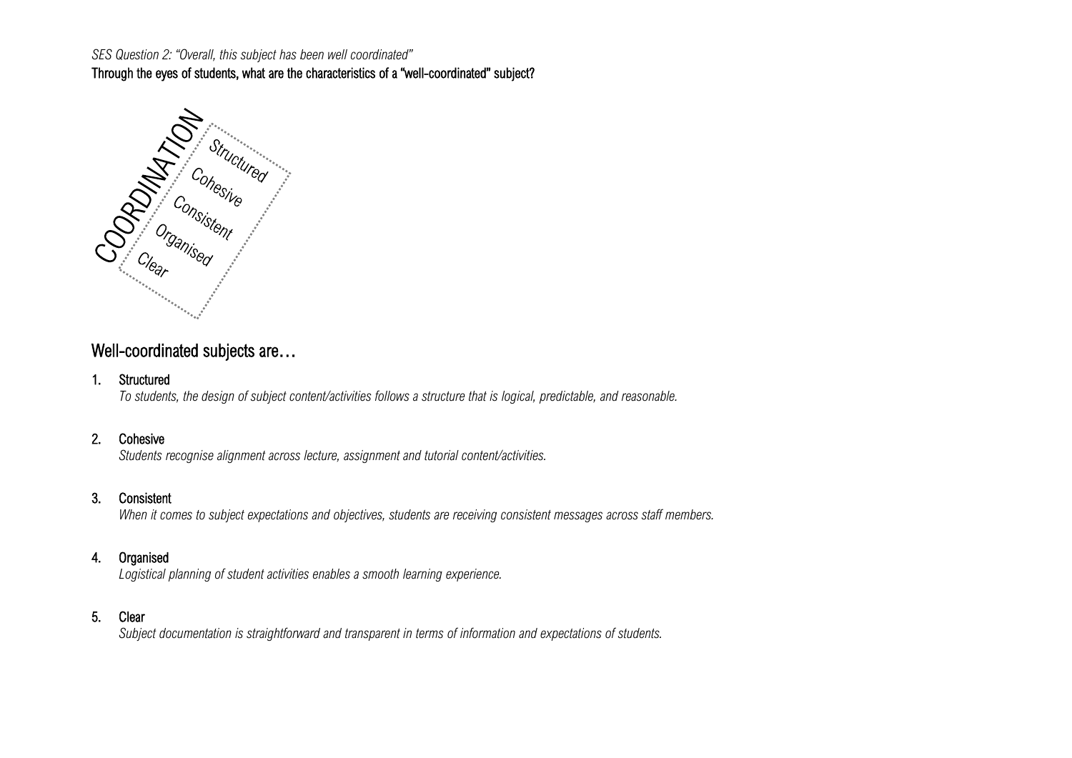*SES Question 2: "Overall, this subject has been well coordinated"*

**Through the eyes of students, what are the characteristics of a "well-coordinated" subject?**

COORDINATION

Structured

Cohesive

Consistent

Organised

Clear

## Well-coordinated subjects are…

1. **Structured**
   *To students, the design of subject content/activities follows a structure that is logical, predictable, and reasonable.*

2. **Cohesive**
   *Students recognise alignment across lecture, assignment and tutorial content/activities.*

3. **Consistent**
   *When it comes to subject expectations and objectives, students are receiving consistent messages across staff members.*

4. **Organised**
   *Logistical planning of student activities enables a smooth learning experience.*

5. **Clear**
   *Subject documentation is straightforward and transparent in terms of information and expectations of students.*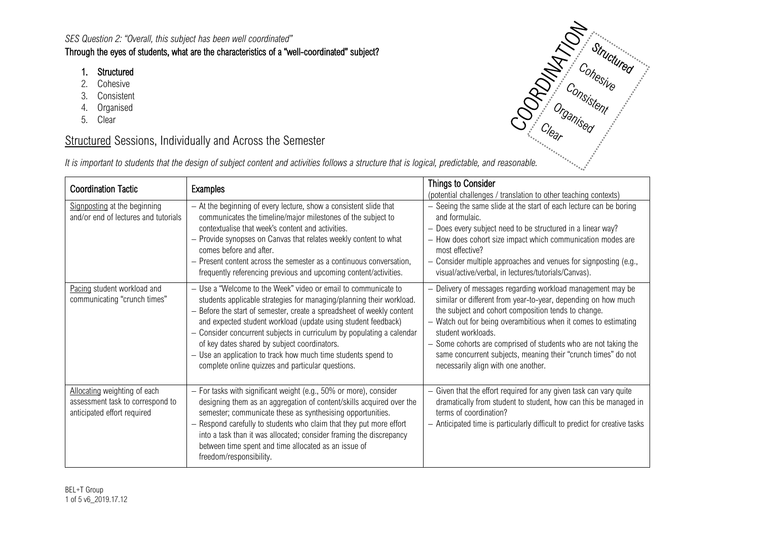*SES Question 2: "Overall, this subject has been well coordinated"*

**Through the eyes of students, what are the characteristics of a "well-coordinated" subject?**

1. **Structured**
2. Cohesive
3. Consistent
4. Organised
5. Clear

COORDINATION: Structured, Cohesive, Consistent, Organised, Clear

## Structured Sessions, Individually and Across the Semester

*It is important to students that the design of subject content and activities follows a structure that is logical, predictable, and reasonable.*

| Coordination Tactic | Examples | Things to Consider (potential challenges / translation to other teaching contexts) |
|---|---|---|
| Signposting at the beginning and/or end of lectures and tutorials | – At the beginning of every lecture, show a consistent slide that communicates the timeline/major milestones of the subject to contextualise that week's content and activities.<br>– Provide synopses on Canvas that relates weekly content to what comes before and after.<br>– Present content across the semester as a continuous conversation, frequently referencing previous and upcoming content/activities. | – Seeing the same slide at the start of each lecture can be boring and formulaic.<br>– Does every subject need to be structured in a linear way?<br>– How does cohort size impact which communication modes are most effective?<br>– Consider multiple approaches and venues for signposting (e.g., visual/active/verbal, in lectures/tutorials/Canvas). |
| Pacing student workload and communicating "crunch times" | – Use a "Welcome to the Week" video or email to communicate to students applicable strategies for managing/planning their workload.<br>– Before the start of semester, create a spreadsheet of weekly content and expected student workload (update using student feedback)<br>– Consider concurrent subjects in curriculum by populating a calendar of key dates shared by subject coordinators.<br>– Use an application to track how much time students spend to complete online quizzes and particular questions. | – Delivery of messages regarding workload management may be similar or different from year-to-year, depending on how much the subject and cohort composition tends to change.<br>– Watch out for being overambitious when it comes to estimating student workloads.<br>– Some cohorts are comprised of students who are not taking the same concurrent subjects, meaning their "crunch times" do not necessarily align with one another. |
| Allocating weighting of each assessment task to correspond to anticipated effort required | – For tasks with significant weight (e.g., 50% or more), consider designing them as an aggregation of content/skills acquired over the semester; communicate these as synthesising opportunities.<br>– Respond carefully to students who claim that they put more effort into a task than it was allocated; consider framing the discrepancy between time spent and time allocated as an issue of freedom/responsibility. | – Given that the effort required for any given task can vary quite dramatically from student to student, how can this be managed in terms of coordination?<br>– Anticipated time is particularly difficult to predict for creative tasks |

BEL+T Group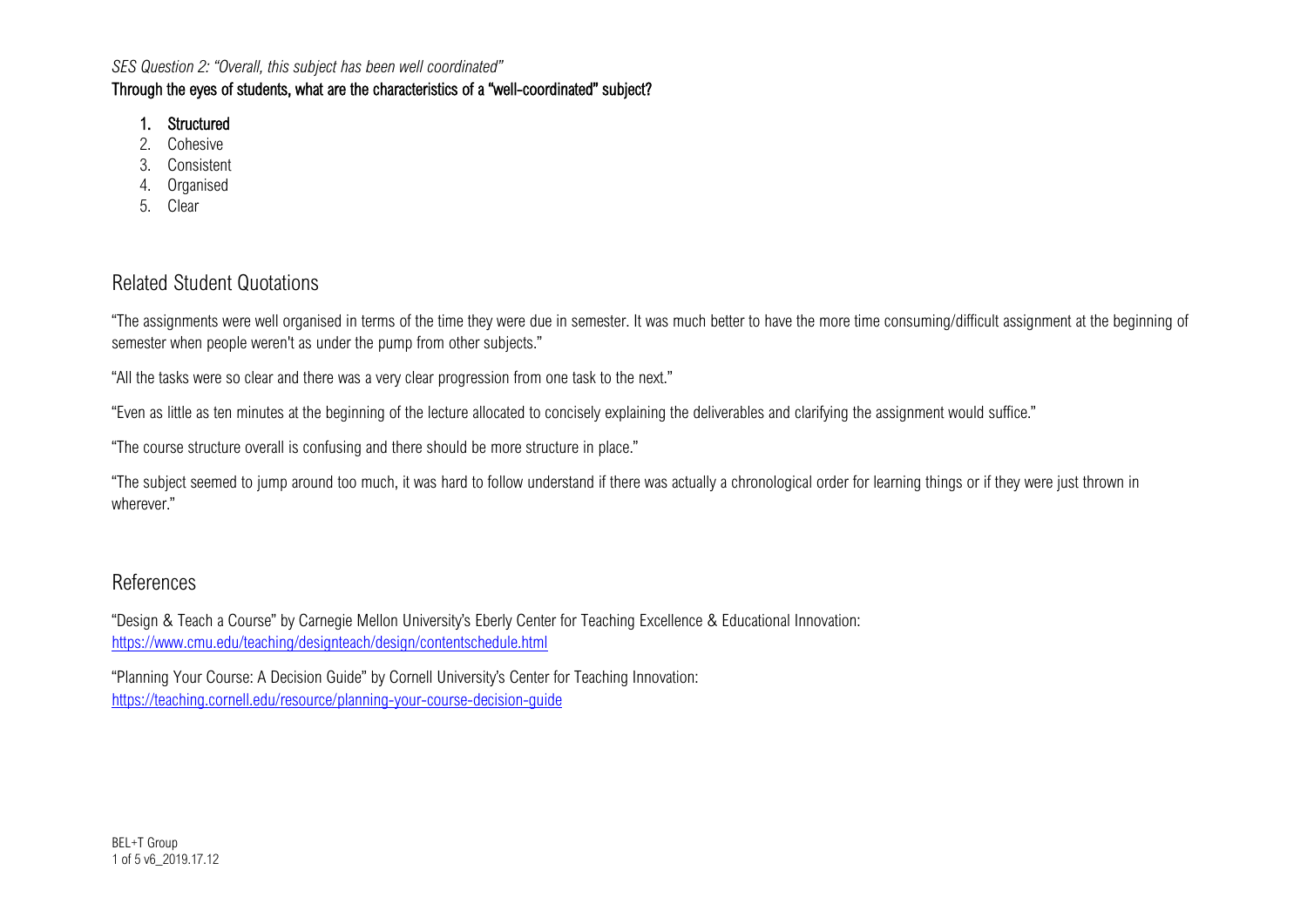*SES Question 2: "Overall, this subject has been well coordinated"*

**Through the eyes of students, what are the characteristics of a "well-coordinated" subject?**

1. **Structured**
2. Cohesive
3. Consistent
4. Organised
5. Clear

## Related Student Quotations

"The assignments were well organised in terms of the time they were due in semester. It was much better to have the more time consuming/difficult assignment at the beginning of semester when people weren't as under the pump from other subjects."

"All the tasks were so clear and there was a very clear progression from one task to the next."

"Even as little as ten minutes at the beginning of the lecture allocated to concisely explaining the deliverables and clarifying the assignment would suffice."

"The course structure overall is confusing and there should be more structure in place."

"The subject seemed to jump around too much, it was hard to follow understand if there was actually a chronological order for learning things or if they were just thrown in wherever."

## References

"Design & Teach a Course" by Carnegie Mellon University's Eberly Center for Teaching Excellence & Educational Innovation:
https://www.cmu.edu/teaching/designteach/design/contentschedule.html

"Planning Your Course: A Decision Guide" by Cornell University's Center for Teaching Innovation:
https://teaching.cornell.edu/resource/planning-your-course-decision-guide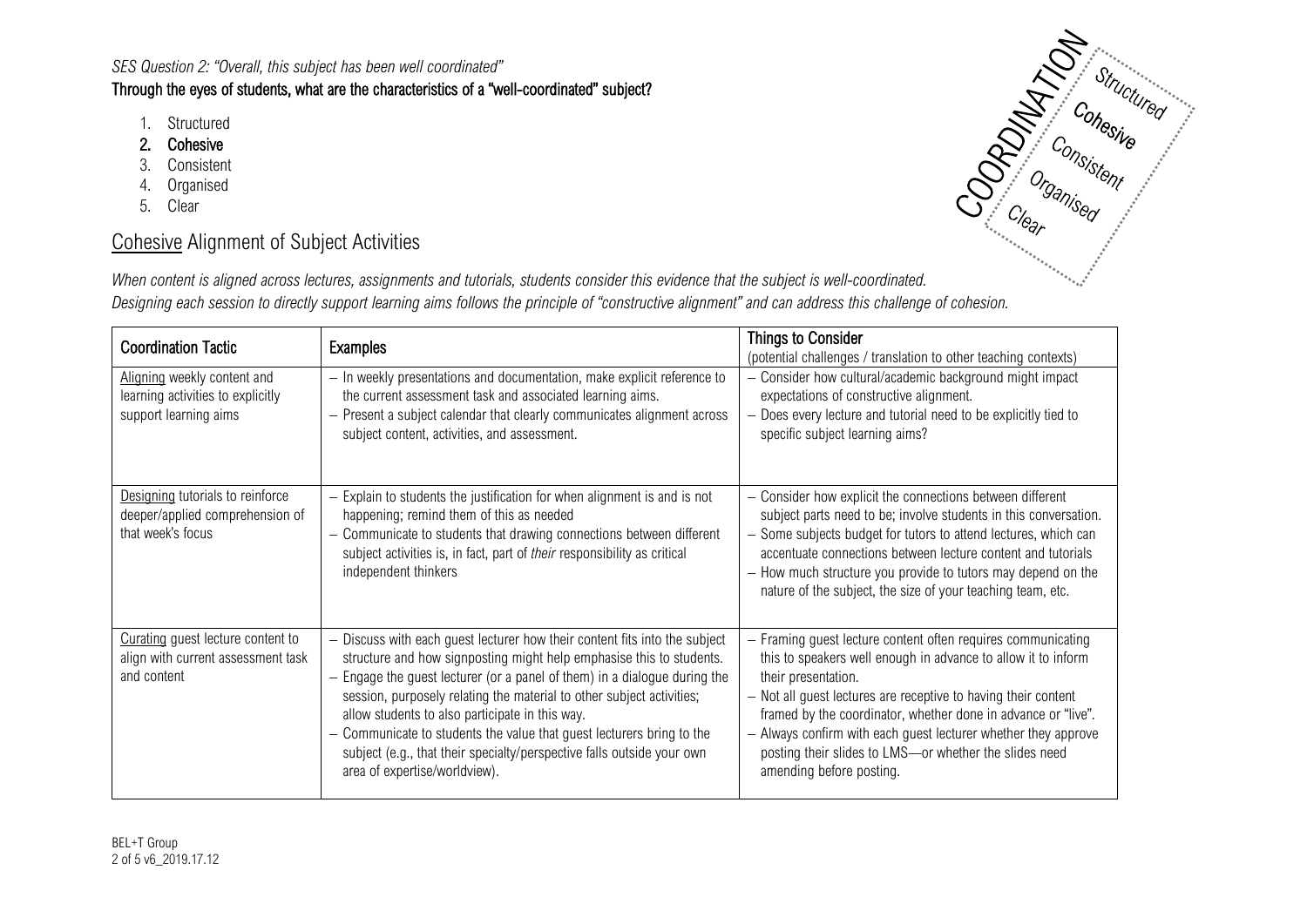*SES Question 2: "Overall, this subject has been well coordinated"*

**Through the eyes of students, what are the characteristics of a "well-coordinated" subject?**

1. Structured
2. **Cohesive**
3. Consistent
4. Organised
5. Clear

COORDINATION: Structured, **Cohesive**, Consistent, Organised, Clear

## Cohesive Alignment of Subject Activities

*When content is aligned across lectures, assignments and tutorials, students consider this evidence that the subject is well-coordinated.*
*Designing each session to directly support learning aims follows the principle of "constructive alignment" and can address this challenge of cohesion.*

| Coordination Tactic | Examples | Things to Consider (potential challenges / translation to other teaching contexts) |
| --- | --- | --- |
| Aligning weekly content and learning activities to explicitly support learning aims | – In weekly presentations and documentation, make explicit reference to the current assessment task and associated learning aims.<br>– Present a subject calendar that clearly communicates alignment across subject content, activities, and assessment. | – Consider how cultural/academic background might impact expectations of constructive alignment.<br>– Does every lecture and tutorial need to be explicitly tied to specific subject learning aims? |
| Designing tutorials to reinforce deeper/applied comprehension of that week's focus | – Explain to students the justification for when alignment is and is not happening; remind them of this as needed<br>– Communicate to students that drawing connections between different subject activities is, in fact, part of *their* responsibility as critical independent thinkers | – Consider how explicit the connections between different subject parts need to be; involve students in this conversation.<br>– Some subjects budget for tutors to attend lectures, which can accentuate connections between lecture content and tutorials<br>– How much structure you provide to tutors may depend on the nature of the subject, the size of your teaching team, etc. |
| Curating guest lecture content to align with current assessment task and content | – Discuss with each guest lecturer how their content fits into the subject structure and how signposting might help emphasise this to students.<br>– Engage the guest lecturer (or a panel of them) in a dialogue during the session, purposely relating the material to other subject activities; allow students to also participate in this way.<br>– Communicate to students the value that guest lecturers bring to the subject (e.g., that their specialty/perspective falls outside your own area of expertise/worldview). | – Framing guest lecture content often requires communicating this to speakers well enough in advance to allow it to inform their presentation.<br>– Not all guest lectures are receptive to having their content framed by the coordinator, whether done in advance or "live".<br>– Always confirm with each guest lecturer whether they approve posting their slides to LMS—or whether the slides need amending before posting. |

BEL+T Group
v6_2019.17.12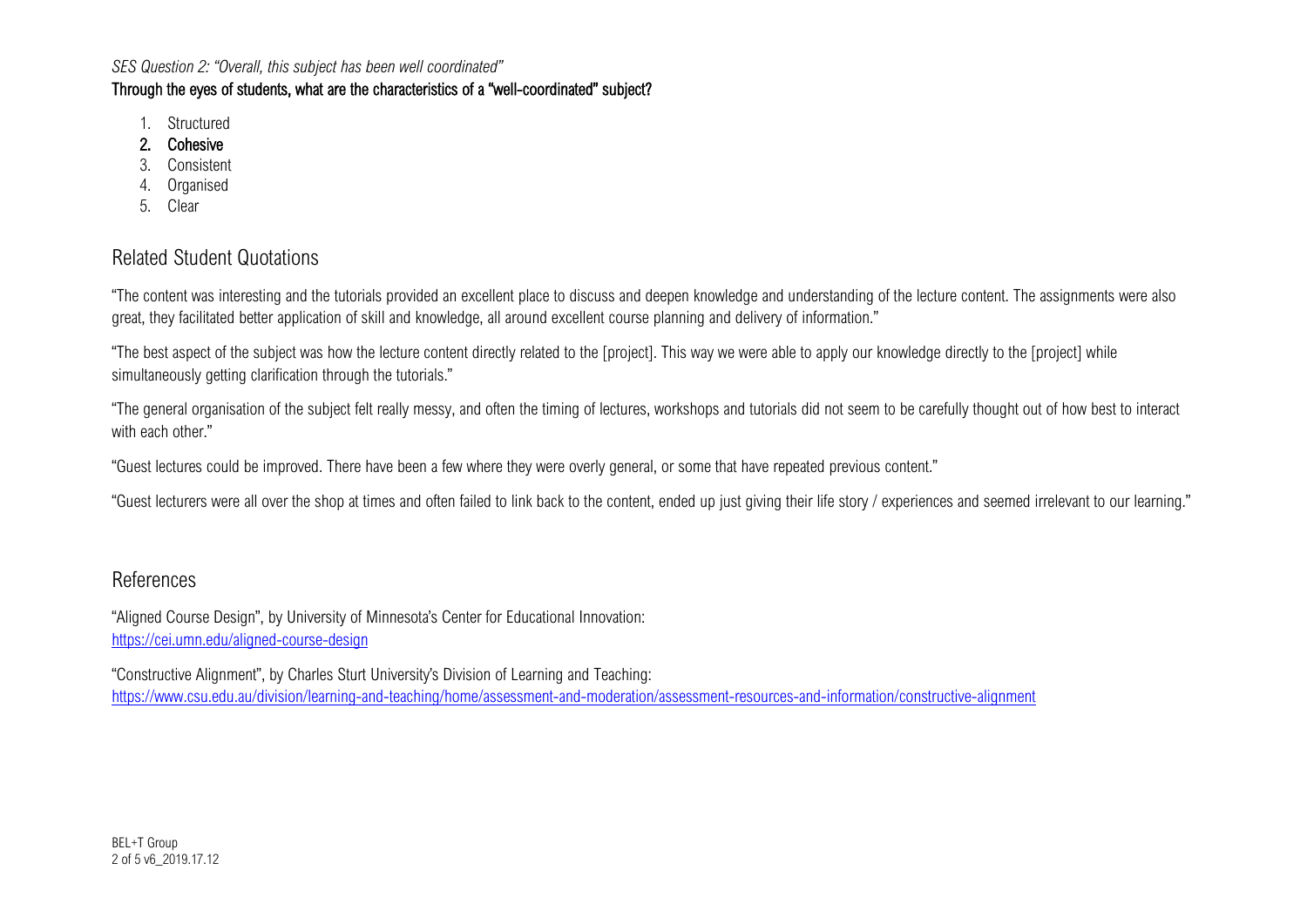*SES Question 2: "Overall, this subject has been well coordinated"*

**Through the eyes of students, what are the characteristics of a "well-coordinated" subject?**

1. Structured
2. **Cohesive**
3. Consistent
4. Organised
5. Clear

## Related Student Quotations

"The content was interesting and the tutorials provided an excellent place to discuss and deepen knowledge and understanding of the lecture content. The assignments were also great, they facilitated better application of skill and knowledge, all around excellent course planning and delivery of information."

"The best aspect of the subject was how the lecture content directly related to the [project]. This way we were able to apply our knowledge directly to the [project] while simultaneously getting clarification through the tutorials."

"The general organisation of the subject felt really messy, and often the timing of lectures, workshops and tutorials did not seem to be carefully thought out of how best to interact with each other."

"Guest lectures could be improved. There have been a few where they were overly general, or some that have repeated previous content."

"Guest lecturers were all over the shop at times and often failed to link back to the content, ended up just giving their life story / experiences and seemed irrelevant to our learning."

## References

"Aligned Course Design", by University of Minnesota's Center for Educational Innovation:
https://cei.umn.edu/aligned-course-design

"Constructive Alignment", by Charles Sturt University's Division of Learning and Teaching:
https://www.csu.edu.au/division/learning-and-teaching/home/assessment-and-moderation/assessment-resources-and-information/constructive-alignment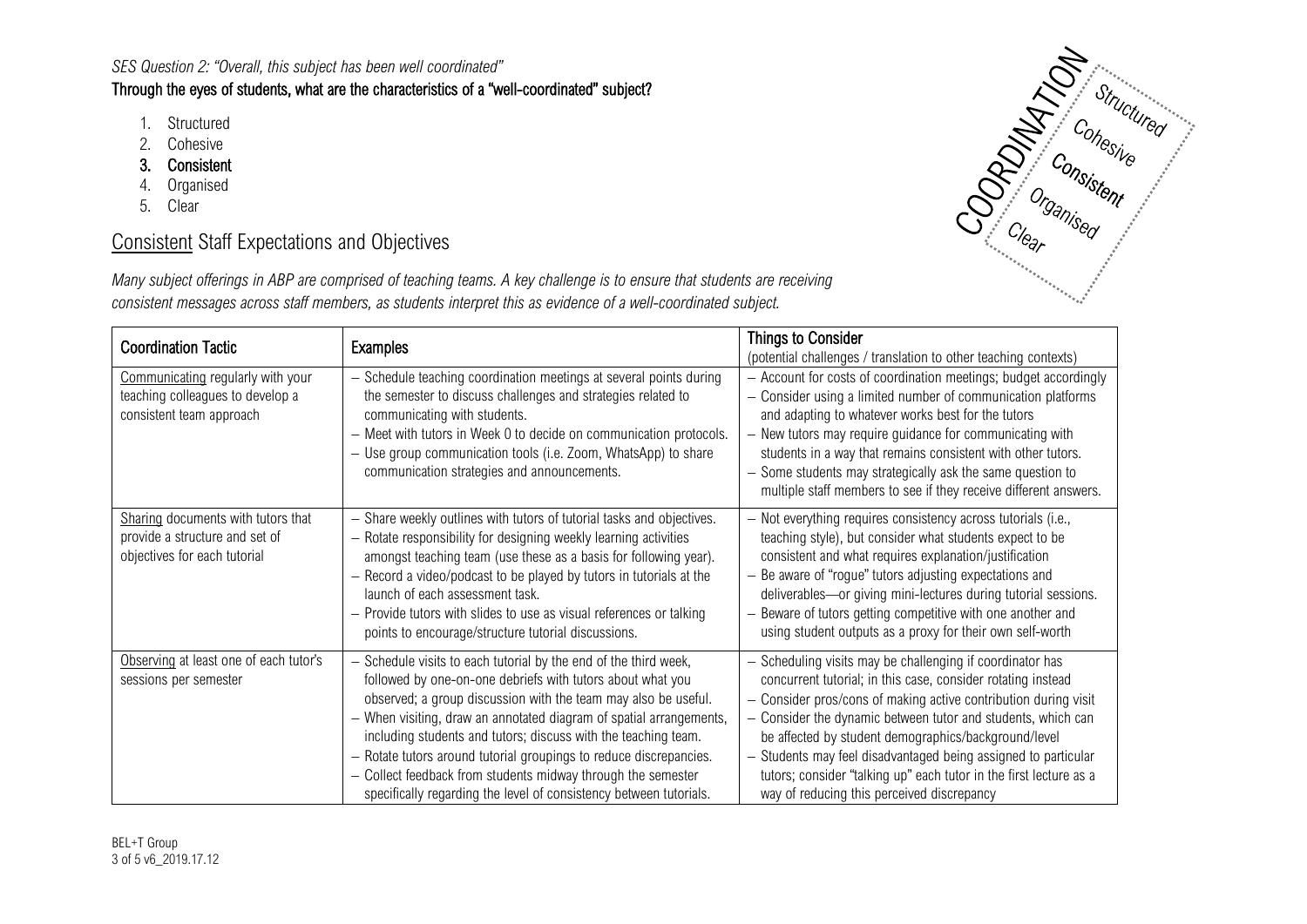*SES Question 2: "Overall, this subject has been well coordinated"*

**Through the eyes of students, what are the characteristics of a "well-coordinated" subject?**

1. Structured
2. Cohesive
3. **Consistent**
4. Organised
5. Clear

COORDINATION: Structured, Cohesive, **Consistent**, Organised, Clear

## <u>Consistent</u> Staff Expectations and Objectives

*Many subject offerings in ABP are comprised of teaching teams. A key challenge is to ensure that students are receiving consistent messages across staff members, as students interpret this as evidence of a well-coordinated subject.*

| Coordination Tactic | Examples | Things to Consider<br>(potential challenges / translation to other teaching contexts) |
|---|---|---|
| <u>Communicating</u> regularly with your teaching colleagues to develop a consistent team approach | – Schedule teaching coordination meetings at several points during the semester to discuss challenges and strategies related to communicating with students.<br>– Meet with tutors in Week 0 to decide on communication protocols.<br>– Use group communication tools (i.e. Zoom, WhatsApp) to share communication strategies and announcements. | – Account for costs of coordination meetings; budget accordingly<br>– Consider using a limited number of communication platforms and adapting to whatever works best for the tutors<br>– New tutors may require guidance for communicating with students in a way that remains consistent with other tutors.<br>– Some students may strategically ask the same question to multiple staff members to see if they receive different answers. |
| <u>Sharing</u> documents with tutors that provide a structure and set of objectives for each tutorial | – Share weekly outlines with tutors of tutorial tasks and objectives.<br>– Rotate responsibility for designing weekly learning activities amongst teaching team (use these as a basis for following year).<br>– Record a video/podcast to be played by tutors in tutorials at the launch of each assessment task.<br>– Provide tutors with slides to use as visual references or talking points to encourage/structure tutorial discussions. | – Not everything requires consistency across tutorials (i.e., teaching style), but consider what students expect to be consistent and what requires explanation/justification<br>– Be aware of "rogue" tutors adjusting expectations and deliverables—or giving mini-lectures during tutorial sessions.<br>– Beware of tutors getting competitive with one another and using student outputs as a proxy for their own self-worth |
| <u>Observing</u> at least one of each tutor's sessions per semester | – Schedule visits to each tutorial by the end of the third week, followed by one-on-one debriefs with tutors about what you observed; a group discussion with the team may also be useful.<br>– When visiting, draw an annotated diagram of spatial arrangements, including students and tutors; discuss with the teaching team.<br>– Rotate tutors around tutorial groupings to reduce discrepancies.<br>– Collect feedback from students midway through the semester specifically regarding the level of consistency between tutorials. | – Scheduling visits may be challenging if coordinator has concurrent tutorial; in this case, consider rotating instead<br>– Consider pros/cons of making active contribution during visit<br>– Consider the dynamic between tutor and students, which can be affected by student demographics/background/level<br>– Students may feel disadvantaged being assigned to particular tutors; consider "talking up" each tutor in the first lecture as a way of reducing this perceived discrepancy |

BEL+T Group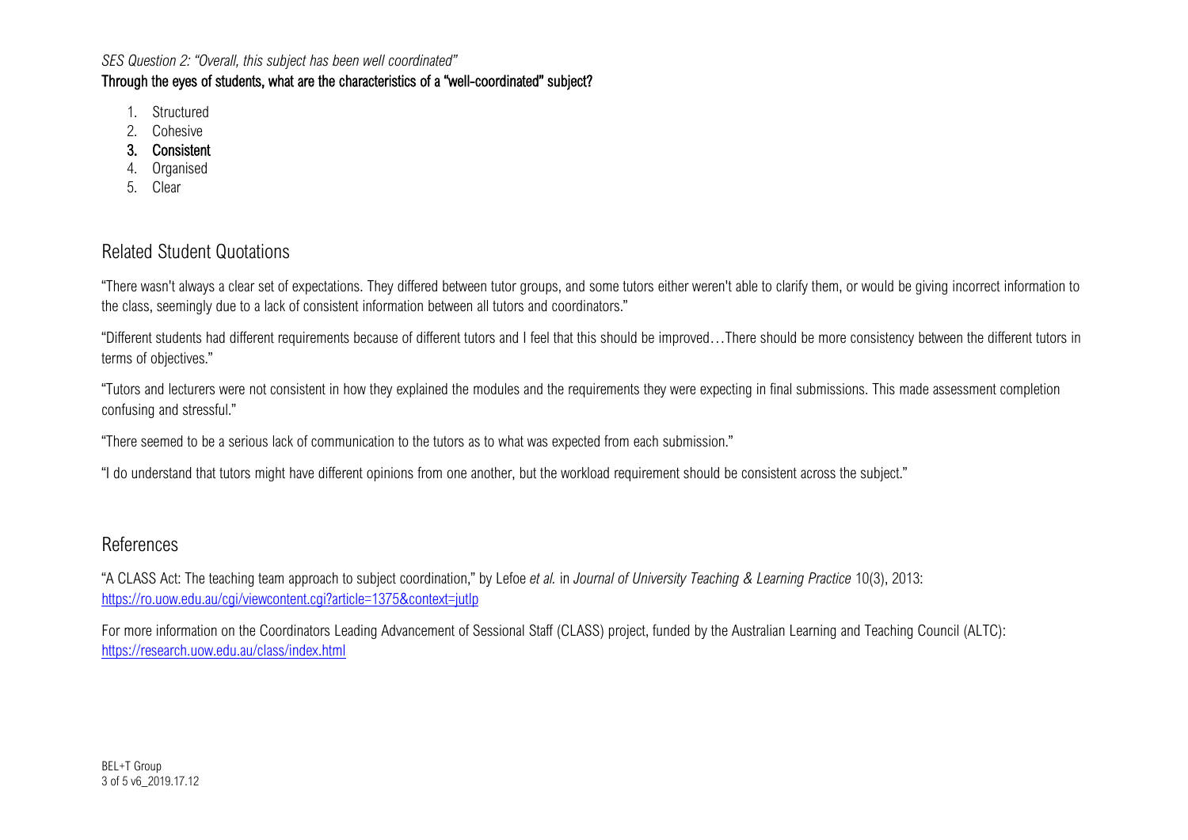*SES Question 2: "Overall, this subject has been well coordinated"*

**Through the eyes of students, what are the characteristics of a "well-coordinated" subject?**

1. Structured
2. Cohesive
3. **Consistent**
4. Organised
5. Clear

## Related Student Quotations

"There wasn't always a clear set of expectations. They differed between tutor groups, and some tutors either weren't able to clarify them, or would be giving incorrect information to the class, seemingly due to a lack of consistent information between all tutors and coordinators."

"Different students had different requirements because of different tutors and I feel that this should be improved…There should be more consistency between the different tutors in terms of objectives."

"Tutors and lecturers were not consistent in how they explained the modules and the requirements they were expecting in final submissions. This made assessment completion confusing and stressful."

"There seemed to be a serious lack of communication to the tutors as to what was expected from each submission."

"I do understand that tutors might have different opinions from one another, but the workload requirement should be consistent across the subject."

## References

"A CLASS Act: The teaching team approach to subject coordination," by Lefoe *et al.* in *Journal of University Teaching & Learning Practice* 10(3), 2013: https://ro.uow.edu.au/cgi/viewcontent.cgi?article=1375&context=jutlp

For more information on the Coordinators Leading Advancement of Sessional Staff (CLASS) project, funded by the Australian Learning and Teaching Council (ALTC): https://research.uow.edu.au/class/index.html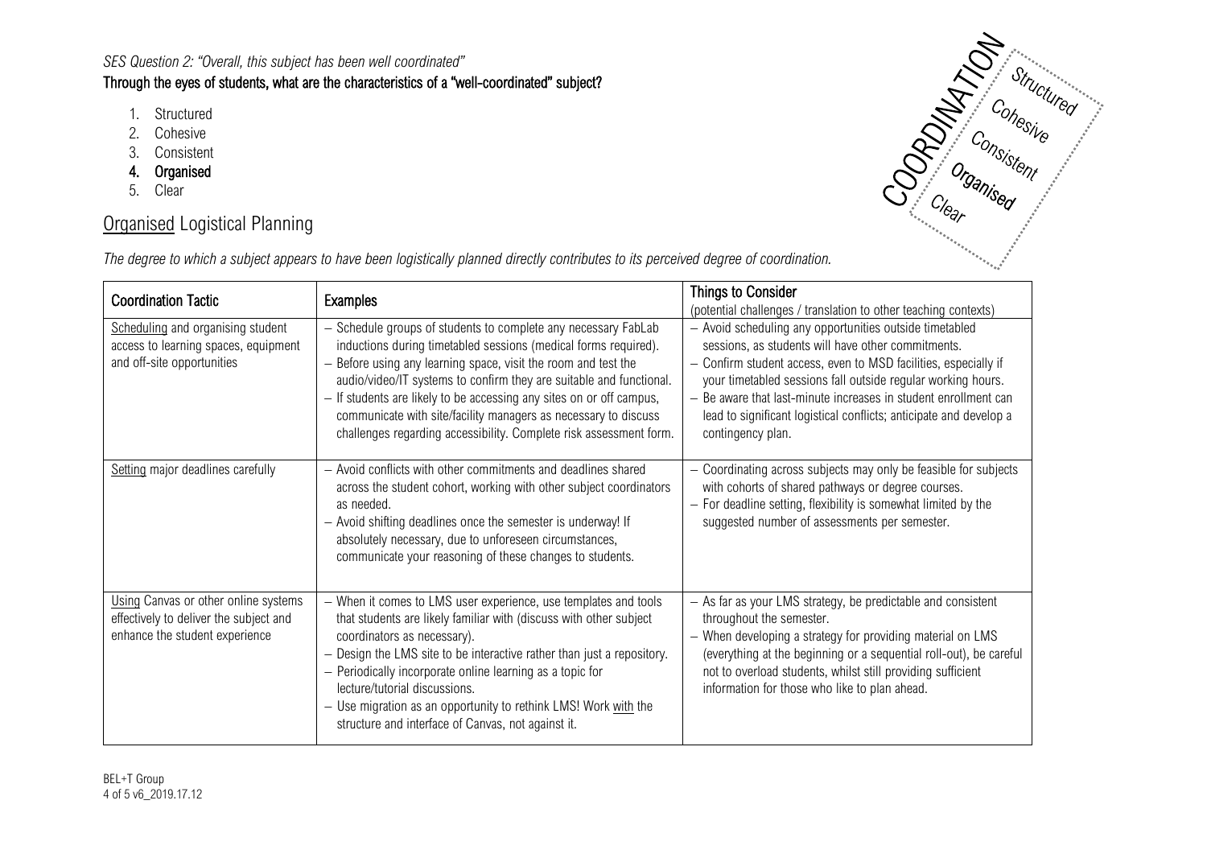*SES Question 2: "Overall, this subject has been well coordinated"*

**Through the eyes of students, what are the characteristics of a "well-coordinated" subject?**

1. Structured
2. Cohesive
3. Consistent
4. **Organised**
5. Clear

COORDINATION: Structured, Cohesive, Consistent, **Organised**, Clear

## Organised Logistical Planning

*The degree to which a subject appears to have been logistically planned directly contributes to its perceived degree of coordination.*

| Coordination Tactic | Examples | Things to Consider (potential challenges / translation to other teaching contexts) |
|---|---|---|
| Scheduling and organising student access to learning spaces, equipment and off-site opportunities | – Schedule groups of students to complete any necessary FabLab inductions during timetabled sessions (medical forms required).<br>– Before using any learning space, visit the room and test the audio/video/IT systems to confirm they are suitable and functional.<br>– If students are likely to be accessing any sites on or off campus, communicate with site/facility managers as necessary to discuss challenges regarding accessibility. Complete risk assessment form. | – Avoid scheduling any opportunities outside timetabled sessions, as students will have other commitments.<br>– Confirm student access, even to MSD facilities, especially if your timetabled sessions fall outside regular working hours.<br>– Be aware that last-minute increases in student enrollment can lead to significant logistical conflicts; anticipate and develop a contingency plan. |
| Setting major deadlines carefully | – Avoid conflicts with other commitments and deadlines shared across the student cohort, working with other subject coordinators as needed.<br>– Avoid shifting deadlines once the semester is underway! If absolutely necessary, due to unforeseen circumstances, communicate your reasoning of these changes to students. | – Coordinating across subjects may only be feasible for subjects with cohorts of shared pathways or degree courses.<br>– For deadline setting, flexibility is somewhat limited by the suggested number of assessments per semester. |
| Using Canvas or other online systems effectively to deliver the subject and enhance the student experience | – When it comes to LMS user experience, use templates and tools that students are likely familiar with (discuss with other subject coordinators as necessary).<br>– Design the LMS site to be interactive rather than just a repository.<br>– Periodically incorporate online learning as a topic for lecture/tutorial discussions.<br>– Use migration as an opportunity to rethink LMS! Work with the structure and interface of Canvas, not against it. | – As far as your LMS strategy, be predictable and consistent throughout the semester.<br>– When developing a strategy for providing material on LMS (everything at the beginning or a sequential roll-out), be careful not to overload students, whilst still providing sufficient information for those who like to plan ahead. |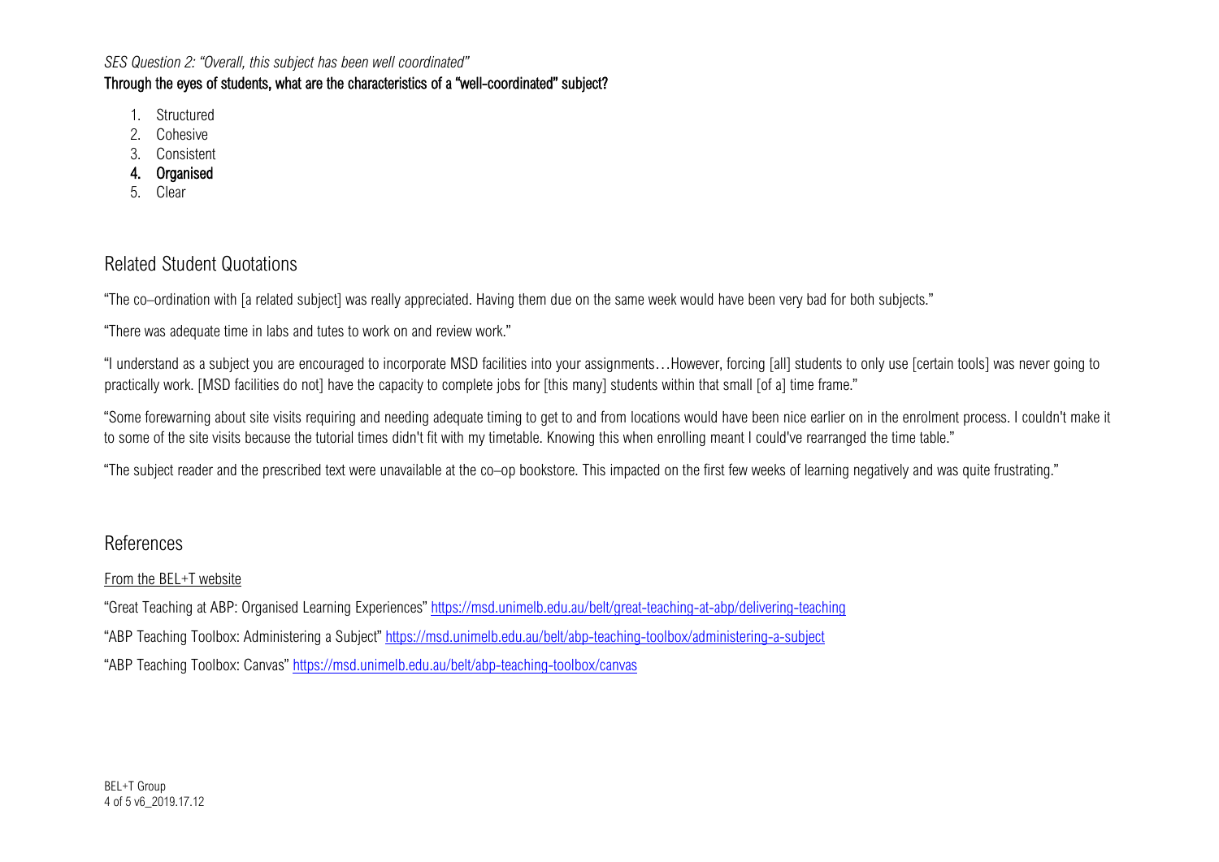*SES Question 2: "Overall, this subject has been well coordinated"*

**Through the eyes of students, what are the characteristics of a "well-coordinated" subject?**

1. Structured
2. Cohesive
3. Consistent
4. **Organised**
5. Clear

## Related Student Quotations

"The co–ordination with [a related subject] was really appreciated. Having them due on the same week would have been very bad for both subjects."

"There was adequate time in labs and tutes to work on and review work."

"I understand as a subject you are encouraged to incorporate MSD facilities into your assignments…However, forcing [all] students to only use [certain tools] was never going to practically work. [MSD facilities do not] have the capacity to complete jobs for [this many] students within that small [of a] time frame."

"Some forewarning about site visits requiring and needing adequate timing to get to and from locations would have been nice earlier on in the enrolment process. I couldn't make it to some of the site visits because the tutorial times didn't fit with my timetable. Knowing this when enrolling meant I could've rearranged the time table."

"The subject reader and the prescribed text were unavailable at the co–op bookstore. This impacted on the first few weeks of learning negatively and was quite frustrating."

## References

From the BEL+T website

"Great Teaching at ABP: Organised Learning Experiences" https://msd.unimelb.edu.au/belt/great-teaching-at-abp/delivering-teaching

"ABP Teaching Toolbox: Administering a Subject" https://msd.unimelb.edu.au/belt/abp-teaching-toolbox/administering-a-subject

"ABP Teaching Toolbox: Canvas" https://msd.unimelb.edu.au/belt/abp-teaching-toolbox/canvas

BEL+T Group
v6_2019.17.12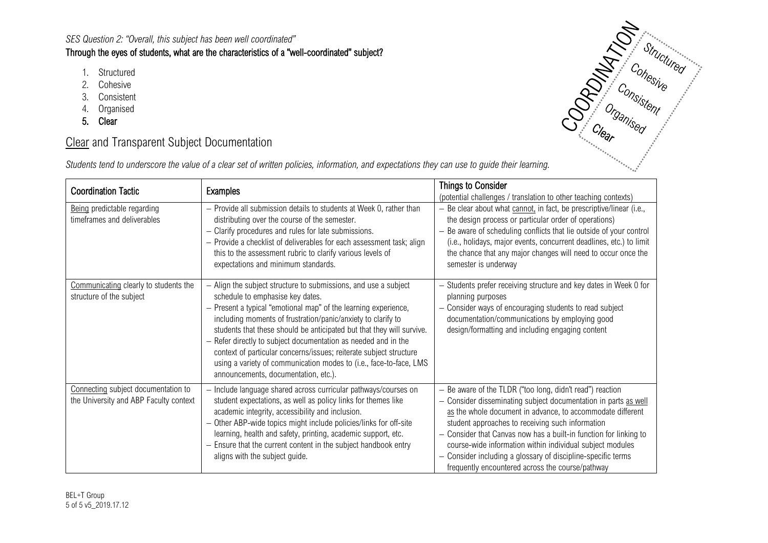*SES Question 2: "Overall, this subject has been well coordinated"*

**Through the eyes of students, what are the characteristics of a "well-coordinated" subject?**

1. Structured
2. Cohesive
3. Consistent
4. Organised
5. **Clear**

COORDINATION — Structured, Cohesive, Consistent, Organised, Clear

## Clear and Transparent Subject Documentation

*Students tend to underscore the value of a clear set of written policies, information, and expectations they can use to guide their learning.*

| Coordination Tactic | Examples | Things to Consider (potential challenges / translation to other teaching contexts) |
|---|---|---|
| Being predictable regarding timeframes and deliverables | – Provide all submission details to students at Week 0, rather than distributing over the course of the semester.<br>– Clarify procedures and rules for late submissions.<br>– Provide a checklist of deliverables for each assessment task; align this to the assessment rubric to clarify various levels of expectations and minimum standards. | – Be clear about what cannot, in fact, be prescriptive/linear (i.e., the design process or particular order of operations)<br>– Be aware of scheduling conflicts that lie outside of your control (i.e., holidays, major events, concurrent deadlines, etc.) to limit the chance that any major changes will need to occur once the semester is underway |
| Communicating clearly to students the structure of the subject | – Align the subject structure to submissions, and use a subject schedule to emphasise key dates.<br>– Present a typical "emotional map" of the learning experience, including moments of frustration/panic/anxiety to clarify to students that these should be anticipated but that they will survive.<br>– Refer directly to subject documentation as needed and in the context of particular concerns/issues; reiterate subject structure using a variety of communication modes to (i.e., face-to-face, LMS announcements, documentation, etc.). | – Students prefer receiving structure and key dates in Week 0 for planning purposes<br>– Consider ways of encouraging students to read subject documentation/communications by employing good design/formatting and including engaging content |
| Connecting subject documentation to the University and ABP Faculty context | – Include language shared across curricular pathways/courses on student expectations, as well as policy links for themes like academic integrity, accessibility and inclusion.<br>– Other ABP-wide topics might include policies/links for off-site learning, health and safety, printing, academic support, etc.<br>– Ensure that the current content in the subject handbook entry aligns with the subject guide. | – Be aware of the TLDR ("too long, didn't read") reaction<br>– Consider disseminating subject documentation in parts as well as the whole document in advance, to accommodate different student approaches to receiving such information<br>– Consider that Canvas now has a built-in function for linking to course-wide information within individual subject modules<br>– Consider including a glossary of discipline-specific terms frequently encountered across the course/pathway |

BEL+T Group
v5_2019.17.12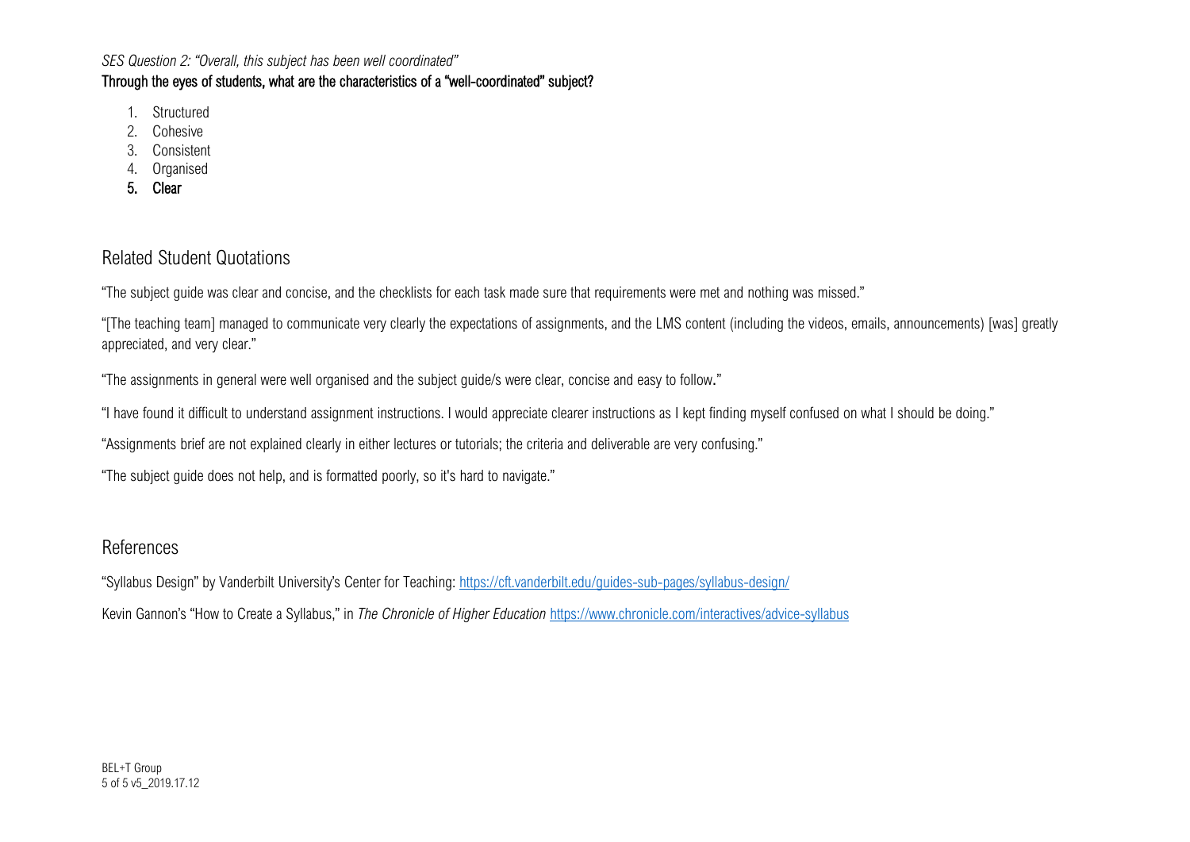*SES Question 2: "Overall, this subject has been well coordinated"*

**Through the eyes of students, what are the characteristics of a "well-coordinated" subject?**

1. Structured
2. Cohesive
3. Consistent
4. Organised
5. **Clear**

## Related Student Quotations

"The subject guide was clear and concise, and the checklists for each task made sure that requirements were met and nothing was missed."

"[The teaching team] managed to communicate very clearly the expectations of assignments, and the LMS content (including the videos, emails, announcements) [was] greatly appreciated, and very clear."

"The assignments in general were well organised and the subject guide/s were clear, concise and easy to follow."

"I have found it difficult to understand assignment instructions. I would appreciate clearer instructions as I kept finding myself confused on what I should be doing."

"Assignments brief are not explained clearly in either lectures or tutorials; the criteria and deliverable are very confusing."

"The subject guide does not help, and is formatted poorly, so it's hard to navigate."

## References

"Syllabus Design" by Vanderbilt University's Center for Teaching: https://cft.vanderbilt.edu/guides-sub-pages/syllabus-design/

Kevin Gannon's "How to Create a Syllabus," in *The Chronicle of Higher Education* https://www.chronicle.com/interactives/advice-syllabus